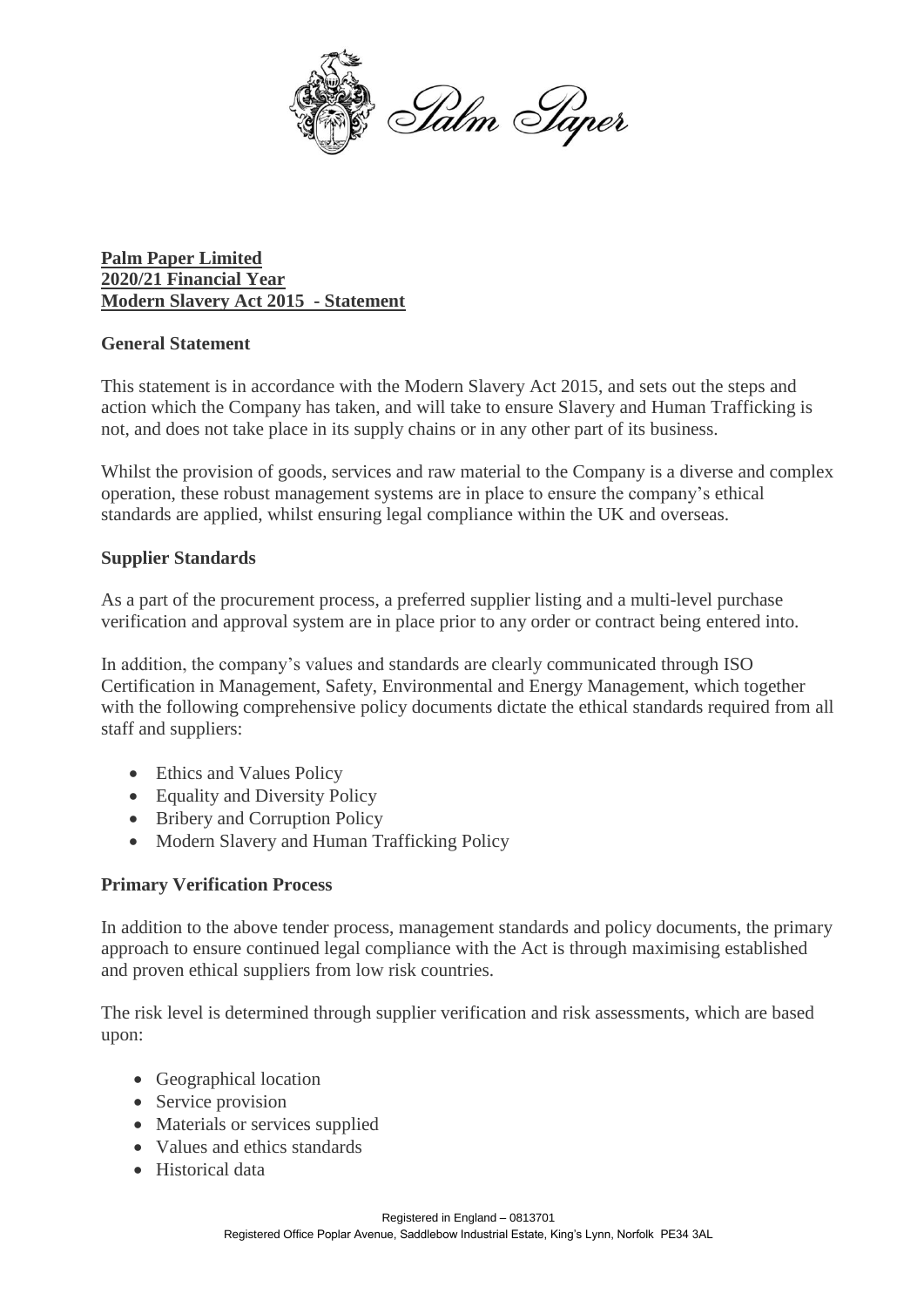**Palm Paper Limited**
**2020/21 Financial Year**
**Modern Slavery Act 2015 - Statement**

## General Statement

This statement is in accordance with the Modern Slavery Act 2015, and sets out the steps and action which the Company has taken, and will take to ensure Slavery and Human Trafficking is not, and does not take place in its supply chains or in any other part of its business.

Whilst the provision of goods, services and raw material to the Company is a diverse and complex operation, these robust management systems are in place to ensure the company's ethical standards are applied, whilst ensuring legal compliance within the UK and overseas.

## Supplier Standards

As a part of the procurement process, a preferred supplier listing and a multi-level purchase verification and approval system are in place prior to any order or contract being entered into.

In addition, the company's values and standards are clearly communicated through ISO Certification in Management, Safety, Environmental and Energy Management, which together with the following comprehensive policy documents dictate the ethical standards required from all staff and suppliers:

- Ethics and Values Policy
- Equality and Diversity Policy
- Bribery and Corruption Policy
- Modern Slavery and Human Trafficking Policy

## Primary Verification Process

In addition to the above tender process, management standards and policy documents, the primary approach to ensure continued legal compliance with the Act is through maximising established and proven ethical suppliers from low risk countries.

The risk level is determined through supplier verification and risk assessments, which are based upon:

- Geographical location
- Service provision
- Materials or services supplied
- Values and ethics standards
- Historical data

Registered in England – 0813701
Registered Office Poplar Avenue, Saddlebow Industrial Estate, King's Lynn, Norfolk PE34 3AL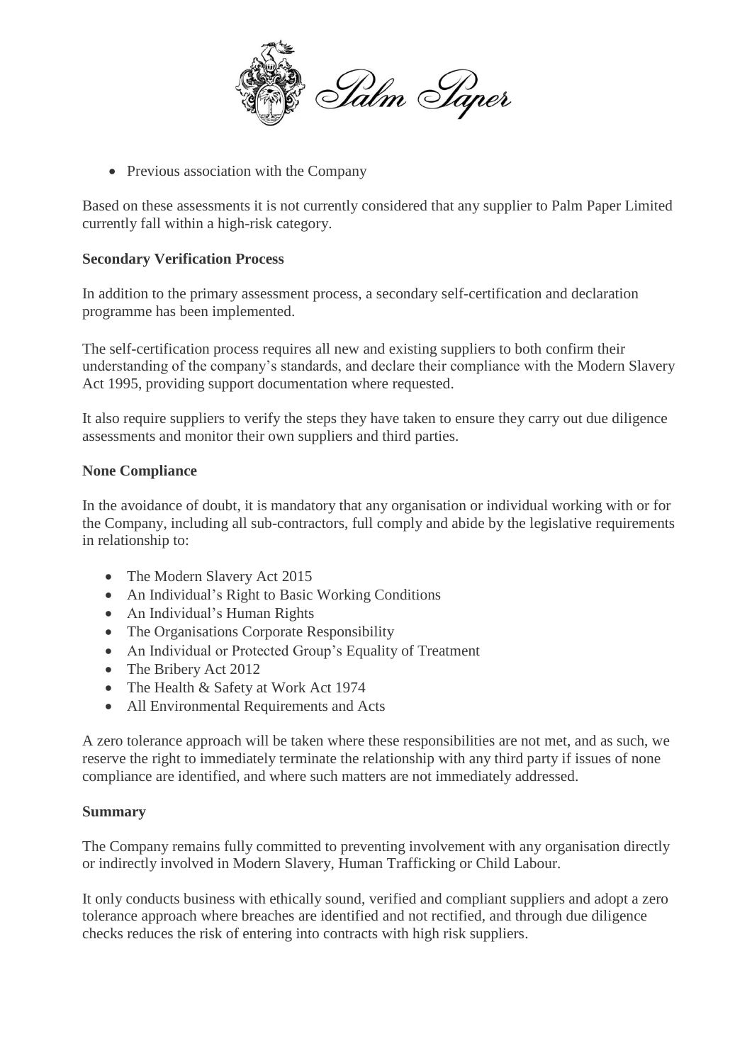- Previous association with the Company

Based on these assessments it is not currently considered that any supplier to Palm Paper Limited currently fall within a high-risk category.

**Secondary Verification Process**

In addition to the primary assessment process, a secondary self-certification and declaration programme has been implemented.

The self-certification process requires all new and existing suppliers to both confirm their understanding of the company's standards, and declare their compliance with the Modern Slavery Act 1995, providing support documentation where requested.

It also require suppliers to verify the steps they have taken to ensure they carry out due diligence assessments and monitor their own suppliers and third parties.

**None Compliance**

In the avoidance of doubt, it is mandatory that any organisation or individual working with or for the Company, including all sub-contractors, full comply and abide by the legislative requirements in relationship to:

- The Modern Slavery Act 2015
- An Individual's Right to Basic Working Conditions
- An Individual's Human Rights
- The Organisations Corporate Responsibility
- An Individual or Protected Group's Equality of Treatment
- The Bribery Act 2012
- The Health & Safety at Work Act 1974
- All Environmental Requirements and Acts

A zero tolerance approach will be taken where these responsibilities are not met, and as such, we reserve the right to immediately terminate the relationship with any third party if issues of none compliance are identified, and where such matters are not immediately addressed.

**Summary**

The Company remains fully committed to preventing involvement with any organisation directly or indirectly involved in Modern Slavery, Human Trafficking or Child Labour.

It only conducts business with ethically sound, verified and compliant suppliers and adopt a zero tolerance approach where breaches are identified and not rectified, and through due diligence checks reduces the risk of entering into contracts with high risk suppliers.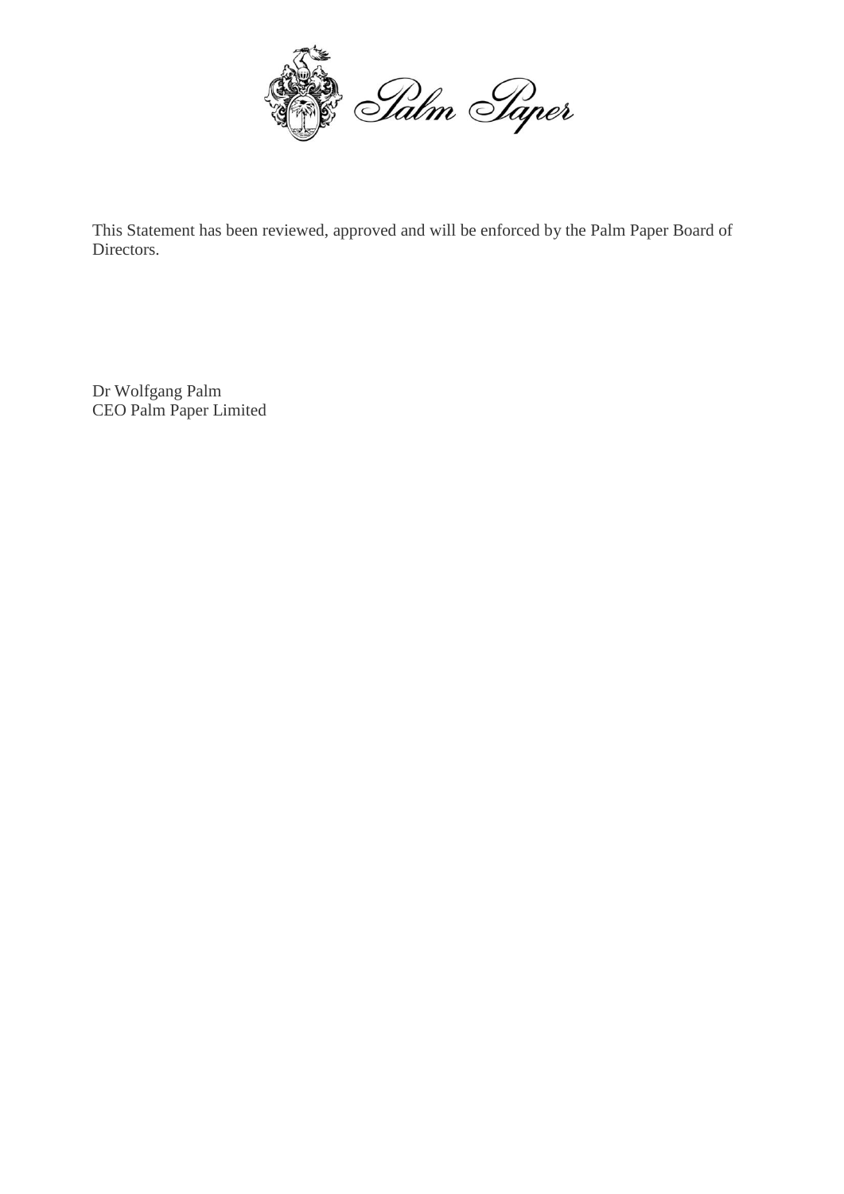This Statement has been reviewed, approved and will be enforced by the Palm Paper Board of Directors.

Dr Wolfgang Palm
CEO Palm Paper Limited